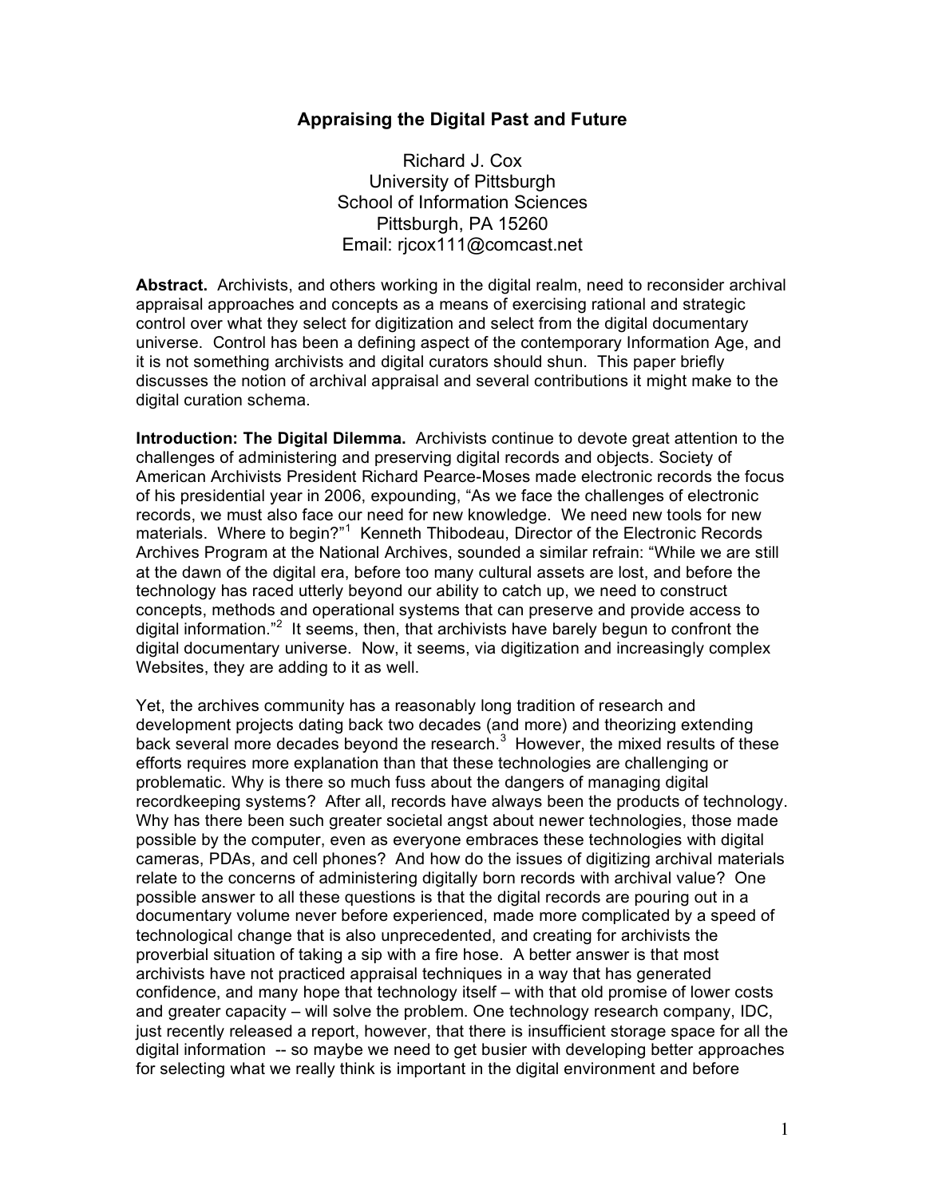# Appraising the Digital Past and Future

Richard J. Cox
University of Pittsburgh
School of Information Sciences
Pittsburgh, PA 15260
Email: rjcox111@comcast.net

**Abstract.** Archivists, and others working in the digital realm, need to reconsider archival appraisal approaches and concepts as a means of exercising rational and strategic control over what they select for digitization and select from the digital documentary universe. Control has been a defining aspect of the contemporary Information Age, and it is not something archivists and digital curators should shun. This paper briefly discusses the notion of archival appraisal and several contributions it might make to the digital curation schema.

**Introduction: The Digital Dilemma.** Archivists continue to devote great attention to the challenges of administering and preserving digital records and objects. Society of American Archivists President Richard Pearce-Moses made electronic records the focus of his presidential year in 2006, expounding, "As we face the challenges of electronic records, we must also face our need for new knowledge. We need new tools for new materials. Where to begin?"[1] Kenneth Thibodeau, Director of the Electronic Records Archives Program at the National Archives, sounded a similar refrain: "While we are still at the dawn of the digital era, before too many cultural assets are lost, and before the technology has raced utterly beyond our ability to catch up, we need to construct concepts, methods and operational systems that can preserve and provide access to digital information."[2] It seems, then, that archivists have barely begun to confront the digital documentary universe. Now, it seems, via digitization and increasingly complex Websites, they are adding to it as well.

Yet, the archives community has a reasonably long tradition of research and development projects dating back two decades (and more) and theorizing extending back several more decades beyond the research.[3] However, the mixed results of these efforts requires more explanation than that these technologies are challenging or problematic. Why is there so much fuss about the dangers of managing digital recordkeeping systems? After all, records have always been the products of technology. Why has there been such greater societal angst about newer technologies, those made possible by the computer, even as everyone embraces these technologies with digital cameras, PDAs, and cell phones? And how do the issues of digitizing archival materials relate to the concerns of administering digitally born records with archival value? One possible answer to all these questions is that the digital records are pouring out in a documentary volume never before experienced, made more complicated by a speed of technological change that is also unprecedented, and creating for archivists the proverbial situation of taking a sip with a fire hose. A better answer is that most archivists have not practiced appraisal techniques in a way that has generated confidence, and many hope that technology itself – with that old promise of lower costs and greater capacity – will solve the problem. One technology research company, IDC, just recently released a report, however, that there is insufficient storage space for all the digital information -- so maybe we need to get busier with developing better approaches for selecting what we really think is important in the digital environment and before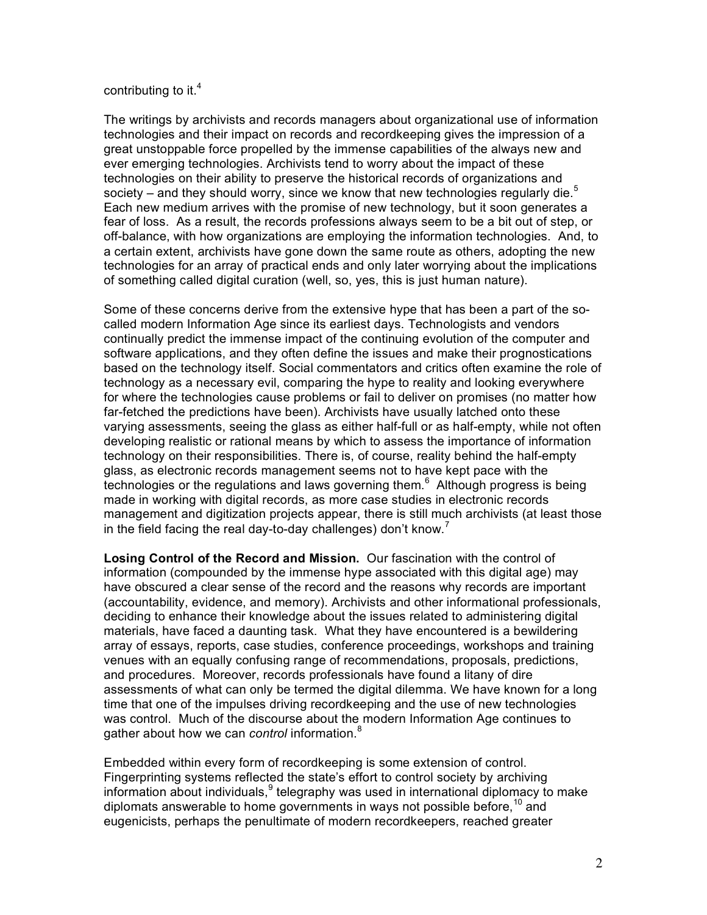contributing to it.[4]

The writings by archivists and records managers about organizational use of information technologies and their impact on records and recordkeeping gives the impression of a great unstoppable force propelled by the immense capabilities of the always new and ever emerging technologies. Archivists tend to worry about the impact of these technologies on their ability to preserve the historical records of organizations and society – and they should worry, since we know that new technologies regularly die.[5] Each new medium arrives with the promise of new technology, but it soon generates a fear of loss. As a result, the records professions always seem to be a bit out of step, or off-balance, with how organizations are employing the information technologies. And, to a certain extent, archivists have gone down the same route as others, adopting the new technologies for an array of practical ends and only later worrying about the implications of something called digital curation (well, so, yes, this is just human nature).

Some of these concerns derive from the extensive hype that has been a part of the so-called modern Information Age since its earliest days. Technologists and vendors continually predict the immense impact of the continuing evolution of the computer and software applications, and they often define the issues and make their prognostications based on the technology itself. Social commentators and critics often examine the role of technology as a necessary evil, comparing the hype to reality and looking everywhere for where the technologies cause problems or fail to deliver on promises (no matter how far-fetched the predictions have been). Archivists have usually latched onto these varying assessments, seeing the glass as either half-full or as half-empty, while not often developing realistic or rational means by which to assess the importance of information technology on their responsibilities. There is, of course, reality behind the half-empty glass, as electronic records management seems not to have kept pace with the technologies or the regulations and laws governing them.[6] Although progress is being made in working with digital records, as more case studies in electronic records management and digitization projects appear, there is still much archivists (at least those in the field facing the real day-to-day challenges) don't know.[7]

**Losing Control of the Record and Mission.** Our fascination with the control of information (compounded by the immense hype associated with this digital age) may have obscured a clear sense of the record and the reasons why records are important (accountability, evidence, and memory). Archivists and other informational professionals, deciding to enhance their knowledge about the issues related to administering digital materials, have faced a daunting task. What they have encountered is a bewildering array of essays, reports, case studies, conference proceedings, workshops and training venues with an equally confusing range of recommendations, proposals, predictions, and procedures. Moreover, records professionals have found a litany of dire assessments of what can only be termed the digital dilemma. We have known for a long time that one of the impulses driving recordkeeping and the use of new technologies was control. Much of the discourse about the modern Information Age continues to gather about how we can *control* information.[8]

Embedded within every form of recordkeeping is some extension of control. Fingerprinting systems reflected the state's effort to control society by archiving information about individuals,[9] telegraphy was used in international diplomacy to make diplomats answerable to home governments in ways not possible before,[10] and eugenicists, perhaps the penultimate of modern recordkeepers, reached greater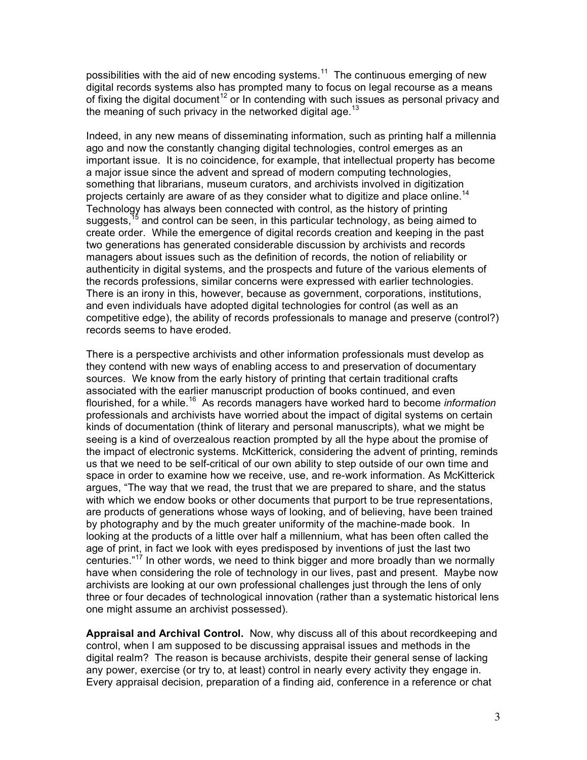possibilities with the aid of new encoding systems.[11] The continuous emerging of new digital records systems also has prompted many to focus on legal recourse as a means of fixing the digital document[12] or In contending with such issues as personal privacy and the meaning of such privacy in the networked digital age.[13]

Indeed, in any new means of disseminating information, such as printing half a millennia ago and now the constantly changing digital technologies, control emerges as an important issue. It is no coincidence, for example, that intellectual property has become a major issue since the advent and spread of modern computing technologies, something that librarians, museum curators, and archivists involved in digitization projects certainly are aware of as they consider what to digitize and place online.[14] Technology has always been connected with control, as the history of printing suggests,[15] and control can be seen, in this particular technology, as being aimed to create order. While the emergence of digital records creation and keeping in the past two generations has generated considerable discussion by archivists and records managers about issues such as the definition of records, the notion of reliability or authenticity in digital systems, and the prospects and future of the various elements of the records professions, similar concerns were expressed with earlier technologies. There is an irony in this, however, because as government, corporations, institutions, and even individuals have adopted digital technologies for control (as well as an competitive edge), the ability of records professionals to manage and preserve (control?) records seems to have eroded.

There is a perspective archivists and other information professionals must develop as they contend with new ways of enabling access to and preservation of documentary sources. We know from the early history of printing that certain traditional crafts associated with the earlier manuscript production of books continued, and even flourished, for a while.[16] As records managers have worked hard to become *information* professionals and archivists have worried about the impact of digital systems on certain kinds of documentation (think of literary and personal manuscripts), what we might be seeing is a kind of overzealous reaction prompted by all the hype about the promise of the impact of electronic systems. McKitterick, considering the advent of printing, reminds us that we need to be self-critical of our own ability to step outside of our own time and space in order to examine how we receive, use, and re-work information. As McKitterick argues, "The way that we read, the trust that we are prepared to share, and the status with which we endow books or other documents that purport to be true representations, are products of generations whose ways of looking, and of believing, have been trained by photography and by the much greater uniformity of the machine-made book. In looking at the products of a little over half a millennium, what has been often called the age of print, in fact we look with eyes predisposed by inventions of just the last two centuries."[17] In other words, we need to think bigger and more broadly than we normally have when considering the role of technology in our lives, past and present. Maybe now archivists are looking at our own professional challenges just through the lens of only three or four decades of technological innovation (rather than a systematic historical lens one might assume an archivist possessed).

**Appraisal and Archival Control.** Now, why discuss all of this about recordkeeping and control, when I am supposed to be discussing appraisal issues and methods in the digital realm? The reason is because archivists, despite their general sense of lacking any power, exercise (or try to, at least) control in nearly every activity they engage in. Every appraisal decision, preparation of a finding aid, conference in a reference or chat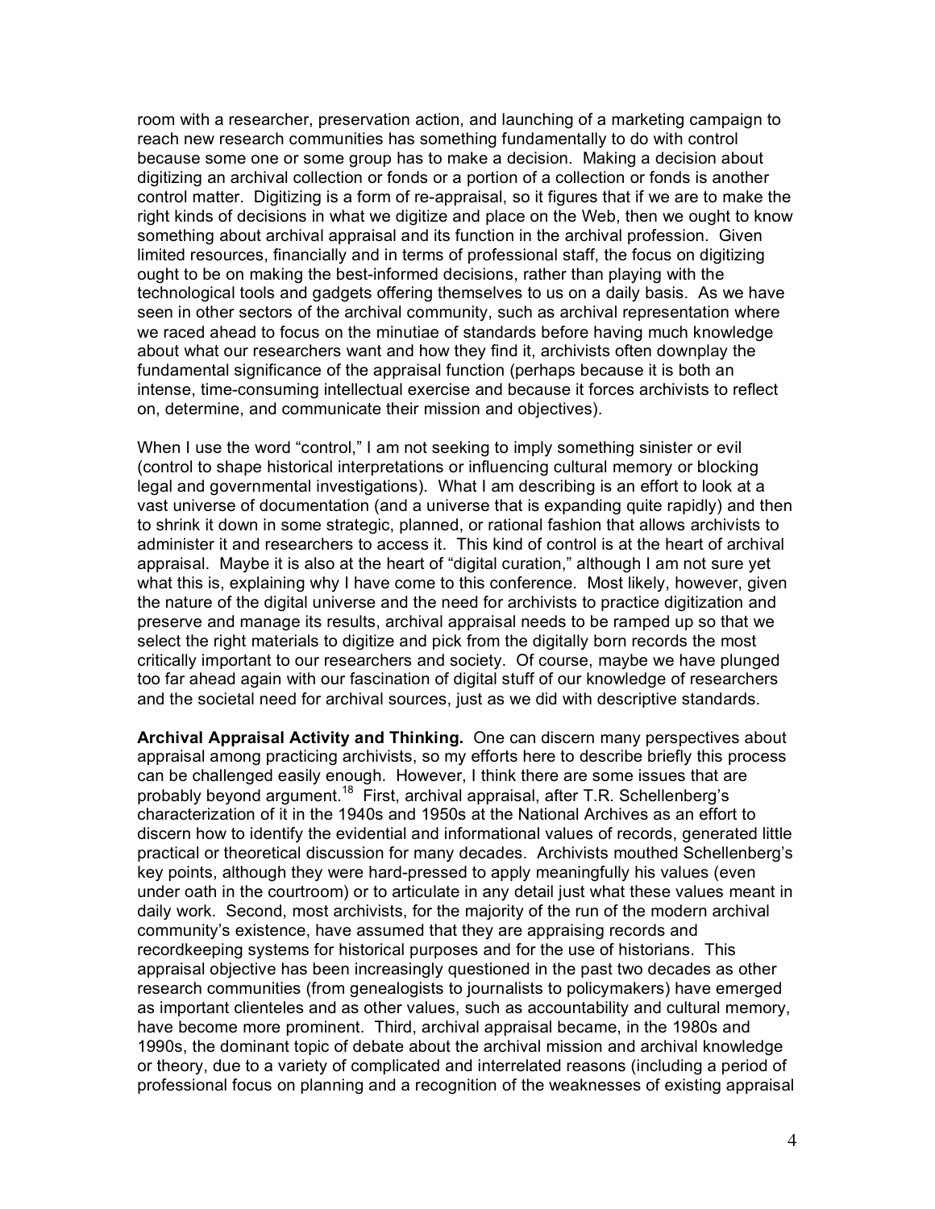room with a researcher, preservation action, and launching of a marketing campaign to reach new research communities has something fundamentally to do with control because some one or some group has to make a decision. Making a decision about digitizing an archival collection or fonds or a portion of a collection or fonds is another control matter. Digitizing is a form of re-appraisal, so it figures that if we are to make the right kinds of decisions in what we digitize and place on the Web, then we ought to know something about archival appraisal and its function in the archival profession. Given limited resources, financially and in terms of professional staff, the focus on digitizing ought to be on making the best-informed decisions, rather than playing with the technological tools and gadgets offering themselves to us on a daily basis. As we have seen in other sectors of the archival community, such as archival representation where we raced ahead to focus on the minutiae of standards before having much knowledge about what our researchers want and how they find it, archivists often downplay the fundamental significance of the appraisal function (perhaps because it is both an intense, time-consuming intellectual exercise and because it forces archivists to reflect on, determine, and communicate their mission and objectives).

When I use the word "control," I am not seeking to imply something sinister or evil (control to shape historical interpretations or influencing cultural memory or blocking legal and governmental investigations). What I am describing is an effort to look at a vast universe of documentation (and a universe that is expanding quite rapidly) and then to shrink it down in some strategic, planned, or rational fashion that allows archivists to administer it and researchers to access it. This kind of control is at the heart of archival appraisal. Maybe it is also at the heart of "digital curation," although I am not sure yet what this is, explaining why I have come to this conference. Most likely, however, given the nature of the digital universe and the need for archivists to practice digitization and preserve and manage its results, archival appraisal needs to be ramped up so that we select the right materials to digitize and pick from the digitally born records the most critically important to our researchers and society. Of course, maybe we have plunged too far ahead again with our fascination of digital stuff of our knowledge of researchers and the societal need for archival sources, just as we did with descriptive standards.

**Archival Appraisal Activity and Thinking.** One can discern many perspectives about appraisal among practicing archivists, so my efforts here to describe briefly this process can be challenged easily enough. However, I think there are some issues that are probably beyond argument.[18] First, archival appraisal, after T.R. Schellenberg's characterization of it in the 1940s and 1950s at the National Archives as an effort to discern how to identify the evidential and informational values of records, generated little practical or theoretical discussion for many decades. Archivists mouthed Schellenberg's key points, although they were hard-pressed to apply meaningfully his values (even under oath in the courtroom) or to articulate in any detail just what these values meant in daily work. Second, most archivists, for the majority of the run of the modern archival community's existence, have assumed that they are appraising records and recordkeeping systems for historical purposes and for the use of historians. This appraisal objective has been increasingly questioned in the past two decades as other research communities (from genealogists to journalists to policymakers) have emerged as important clienteles and as other values, such as accountability and cultural memory, have become more prominent. Third, archival appraisal became, in the 1980s and 1990s, the dominant topic of debate about the archival mission and archival knowledge or theory, due to a variety of complicated and interrelated reasons (including a period of professional focus on planning and a recognition of the weaknesses of existing appraisal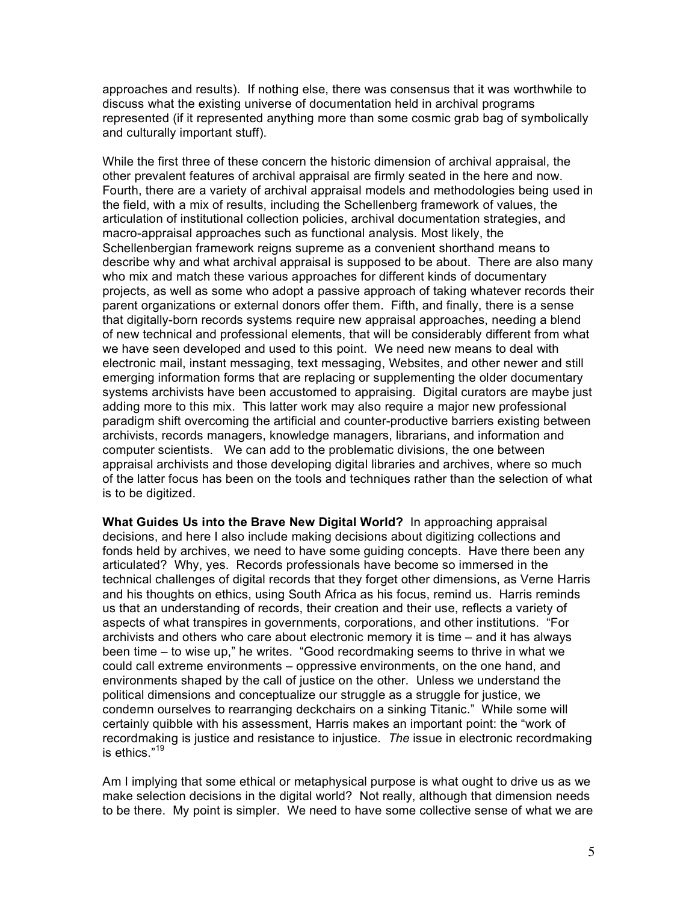approaches and results). If nothing else, there was consensus that it was worthwhile to discuss what the existing universe of documentation held in archival programs represented (if it represented anything more than some cosmic grab bag of symbolically and culturally important stuff).

While the first three of these concern the historic dimension of archival appraisal, the other prevalent features of archival appraisal are firmly seated in the here and now. Fourth, there are a variety of archival appraisal models and methodologies being used in the field, with a mix of results, including the Schellenberg framework of values, the articulation of institutional collection policies, archival documentation strategies, and macro-appraisal approaches such as functional analysis. Most likely, the Schellenbergian framework reigns supreme as a convenient shorthand means to describe why and what archival appraisal is supposed to be about. There are also many who mix and match these various approaches for different kinds of documentary projects, as well as some who adopt a passive approach of taking whatever records their parent organizations or external donors offer them. Fifth, and finally, there is a sense that digitally-born records systems require new appraisal approaches, needing a blend of new technical and professional elements, that will be considerably different from what we have seen developed and used to this point. We need new means to deal with electronic mail, instant messaging, text messaging, Websites, and other newer and still emerging information forms that are replacing or supplementing the older documentary systems archivists have been accustomed to appraising. Digital curators are maybe just adding more to this mix. This latter work may also require a major new professional paradigm shift overcoming the artificial and counter-productive barriers existing between archivists, records managers, knowledge managers, librarians, and information and computer scientists. We can add to the problematic divisions, the one between appraisal archivists and those developing digital libraries and archives, where so much of the latter focus has been on the tools and techniques rather than the selection of what is to be digitized.

**What Guides Us into the Brave New Digital World?** In approaching appraisal decisions, and here I also include making decisions about digitizing collections and fonds held by archives, we need to have some guiding concepts. Have there been any articulated? Why, yes. Records professionals have become so immersed in the technical challenges of digital records that they forget other dimensions, as Verne Harris and his thoughts on ethics, using South Africa as his focus, remind us. Harris reminds us that an understanding of records, their creation and their use, reflects a variety of aspects of what transpires in governments, corporations, and other institutions. "For archivists and others who care about electronic memory it is time – and it has always been time – to wise up," he writes. "Good recordmaking seems to thrive in what we could call extreme environments – oppressive environments, on the one hand, and environments shaped by the call of justice on the other. Unless we understand the political dimensions and conceptualize our struggle as a struggle for justice, we condemn ourselves to rearranging deckchairs on a sinking Titanic." While some will certainly quibble with his assessment, Harris makes an important point: the "work of recordmaking is justice and resistance to injustice. *The* issue in electronic recordmaking is ethics."[19]

Am I implying that some ethical or metaphysical purpose is what ought to drive us as we make selection decisions in the digital world? Not really, although that dimension needs to be there. My point is simpler. We need to have some collective sense of what we are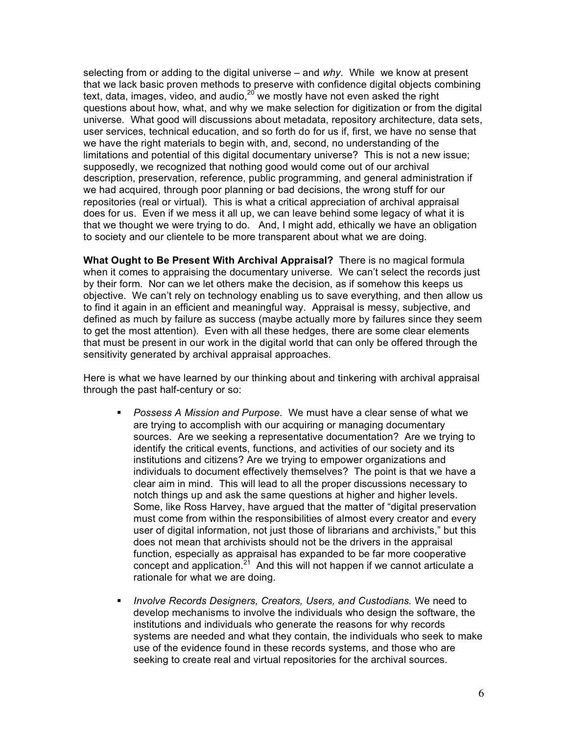selecting from or adding to the digital universe – and *why*. While we know at present that we lack basic proven methods to preserve with confidence digital objects combining text, data, images, video, and audio,[20] we mostly have not even asked the right questions about how, what, and why we make selection for digitization or from the digital universe. What good will discussions about metadata, repository architecture, data sets, user services, technical education, and so forth do for us if, first, we have no sense that we have the right materials to begin with, and, second, no understanding of the limitations and potential of this digital documentary universe? This is not a new issue; supposedly, we recognized that nothing good would come out of our archival description, preservation, reference, public programming, and general administration if we had acquired, through poor planning or bad decisions, the wrong stuff for our repositories (real or virtual). This is what a critical appreciation of archival appraisal does for us. Even if we mess it all up, we can leave behind some legacy of what it is that we thought we were trying to do. And, I might add, ethically we have an obligation to society and our clientele to be more transparent about what we are doing.

**What Ought to Be Present With Archival Appraisal?** There is no magical formula when it comes to appraising the documentary universe. We can't select the records just by their form. Nor can we let others make the decision, as if somehow this keeps us objective. We can't rely on technology enabling us to save everything, and then allow us to find it again in an efficient and meaningful way. Appraisal is messy, subjective, and defined as much by failure as success (maybe actually more by failures since they seem to get the most attention). Even with all these hedges, there are some clear elements that must be present in our work in the digital world that can only be offered through the sensitivity generated by archival appraisal approaches.

Here is what we have learned by our thinking about and tinkering with archival appraisal through the past half-century or so:

- *Possess A Mission and Purpose*. We must have a clear sense of what we are trying to accomplish with our acquiring or managing documentary sources. Are we seeking a representative documentation? Are we trying to identify the critical events, functions, and activities of our society and its institutions and citizens? Are we trying to empower organizations and individuals to document effectively themselves? The point is that we have a clear aim in mind. This will lead to all the proper discussions necessary to notch things up and ask the same questions at higher and higher levels. Some, like Ross Harvey, have argued that the matter of "digital preservation must come from within the responsibilities of almost every creator and every user of digital information, not just those of librarians and archivists," but this does not mean that archivists should not be the drivers in the appraisal function, especially as appraisal has expanded to be far more cooperative concept and application.[21] And this will not happen if we cannot articulate a rationale for what we are doing.

- *Involve Records Designers, Creators, Users, and Custodians.* We need to develop mechanisms to involve the individuals who design the software, the institutions and individuals who generate the reasons for why records systems are needed and what they contain, the individuals who seek to make use of the evidence found in these records systems, and those who are seeking to create real and virtual repositories for the archival sources.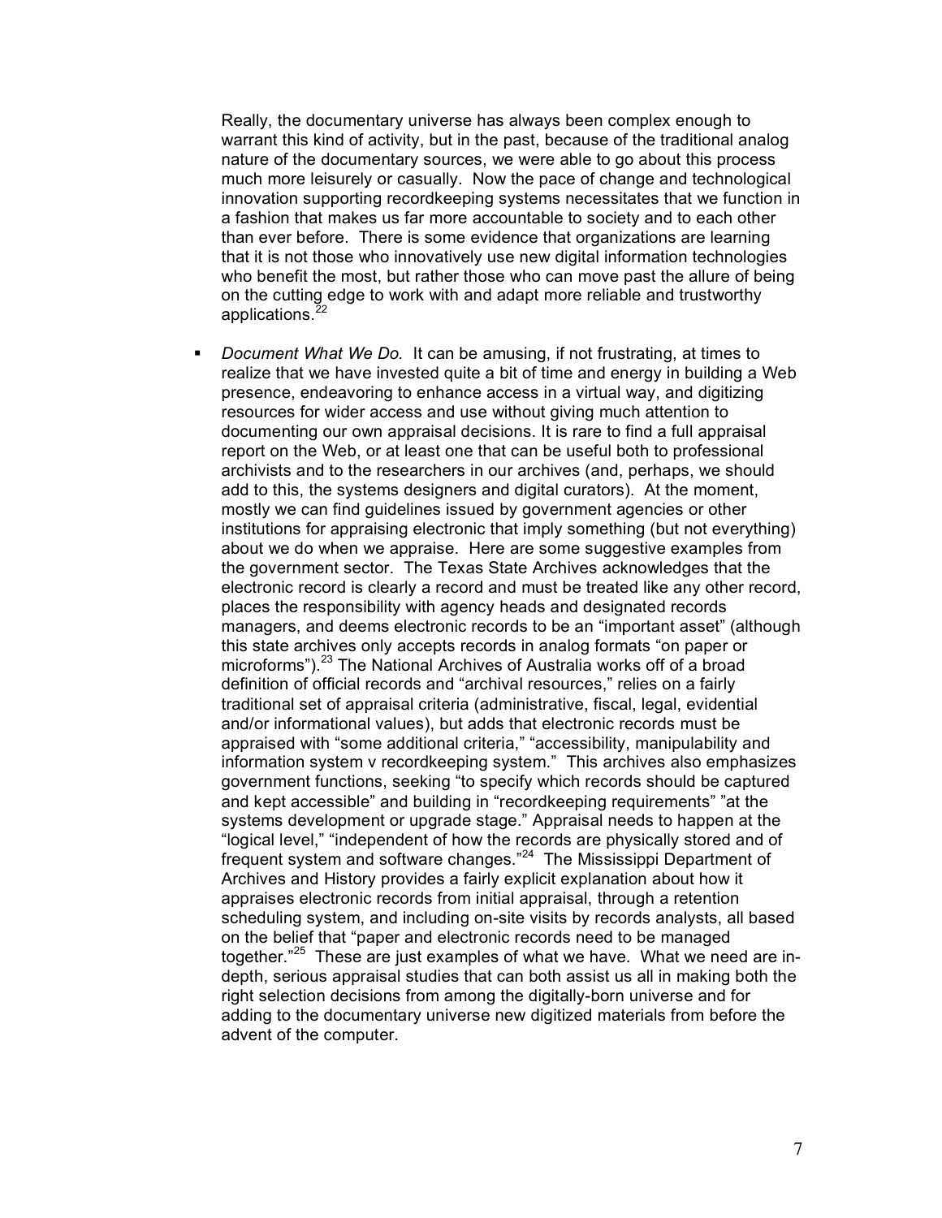Really, the documentary universe has always been complex enough to warrant this kind of activity, but in the past, because of the traditional analog nature of the documentary sources, we were able to go about this process much more leisurely or casually. Now the pace of change and technological innovation supporting recordkeeping systems necessitates that we function in a fashion that makes us far more accountable to society and to each other than ever before. There is some evidence that organizations are learning that it is not those who innovatively use new digital information technologies who benefit the most, but rather those who can move past the allure of being on the cutting edge to work with and adapt more reliable and trustworthy applications.[22]

- *Document What We Do.* It can be amusing, if not frustrating, at times to realize that we have invested quite a bit of time and energy in building a Web presence, endeavoring to enhance access in a virtual way, and digitizing resources for wider access and use without giving much attention to documenting our own appraisal decisions. It is rare to find a full appraisal report on the Web, or at least one that can be useful both to professional archivists and to the researchers in our archives (and, perhaps, we should add to this, the systems designers and digital curators). At the moment, mostly we can find guidelines issued by government agencies or other institutions for appraising electronic that imply something (but not everything) about we do when we appraise. Here are some suggestive examples from the government sector. The Texas State Archives acknowledges that the electronic record is clearly a record and must be treated like any other record, places the responsibility with agency heads and designated records managers, and deems electronic records to be an "important asset" (although this state archives only accepts records in analog formats "on paper or microforms").[23] The National Archives of Australia works off of a broad definition of official records and "archival resources," relies on a fairly traditional set of appraisal criteria (administrative, fiscal, legal, evidential and/or informational values), but adds that electronic records must be appraised with "some additional criteria," "accessibility, manipulability and information system v recordkeeping system." This archives also emphasizes government functions, seeking "to specify which records should be captured and kept accessible" and building in "recordkeeping requirements" "at the systems development or upgrade stage." Appraisal needs to happen at the "logical level," "independent of how the records are physically stored and of frequent system and software changes."[24] The Mississippi Department of Archives and History provides a fairly explicit explanation about how it appraises electronic records from initial appraisal, through a retention scheduling system, and including on-site visits by records analysts, all based on the belief that "paper and electronic records need to be managed together."[25] These are just examples of what we have. What we need are in-depth, serious appraisal studies that can both assist us all in making both the right selection decisions from among the digitally-born universe and for adding to the documentary universe new digitized materials from before the advent of the computer.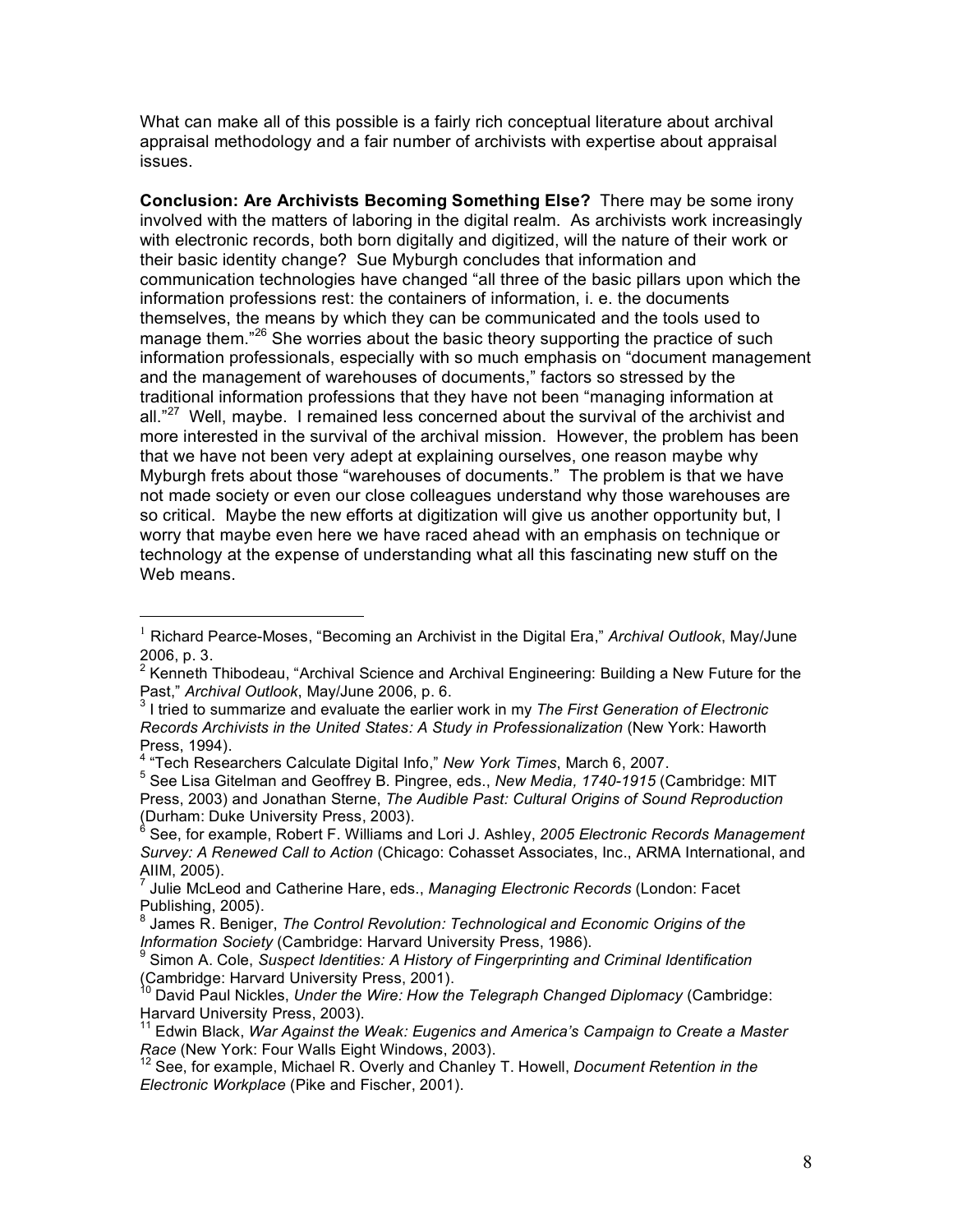What can make all of this possible is a fairly rich conceptual literature about archival appraisal methodology and a fair number of archivists with expertise about appraisal issues.

**Conclusion: Are Archivists Becoming Something Else?** There may be some irony involved with the matters of laboring in the digital realm. As archivists work increasingly with electronic records, both born digitally and digitized, will the nature of their work or their basic identity change? Sue Myburgh concludes that information and communication technologies have changed "all three of the basic pillars upon which the information professions rest: the containers of information, i. e. the documents themselves, the means by which they can be communicated and the tools used to manage them."[26] She worries about the basic theory supporting the practice of such information professionals, especially with so much emphasis on "document management and the management of warehouses of documents," factors so stressed by the traditional information professions that they have not been "managing information at all."[27] Well, maybe. I remained less concerned about the survival of the archivist and more interested in the survival of the archival mission. However, the problem has been that we have not been very adept at explaining ourselves, one reason maybe why Myburgh frets about those "warehouses of documents." The problem is that we have not made society or even our close colleagues understand why those warehouses are so critical. Maybe the new efforts at digitization will give us another opportunity but, I worry that maybe even here we have raced ahead with an emphasis on technique or technology at the expense of understanding what all this fascinating new stuff on the Web means.

---

[1] Richard Pearce-Moses, "Becoming an Archivist in the Digital Era," *Archival Outlook*, May/June 2006, p. 3.

[2] Kenneth Thibodeau, "Archival Science and Archival Engineering: Building a New Future for the Past," *Archival Outlook*, May/June 2006, p. 6.

[3] I tried to summarize and evaluate the earlier work in my *The First Generation of Electronic Records Archivists in the United States: A Study in Professionalization* (New York: Haworth Press, 1994).

[4] "Tech Researchers Calculate Digital Info," *New York Times*, March 6, 2007.

[5] See Lisa Gitelman and Geoffrey B. Pingree, eds., *New Media, 1740-1915* (Cambridge: MIT Press, 2003) and Jonathan Sterne, *The Audible Past: Cultural Origins of Sound Reproduction* (Durham: Duke University Press, 2003).

[6] See, for example, Robert F. Williams and Lori J. Ashley, *2005 Electronic Records Management Survey: A Renewed Call to Action* (Chicago: Cohasset Associates, Inc., ARMA International, and AIIM, 2005).

[7] Julie McLeod and Catherine Hare, eds., *Managing Electronic Records* (London: Facet Publishing, 2005).

[8] James R. Beniger, *The Control Revolution: Technological and Economic Origins of the Information Society* (Cambridge: Harvard University Press, 1986).

[9] Simon A. Cole, *Suspect Identities: A History of Fingerprinting and Criminal Identification* (Cambridge: Harvard University Press, 2001).

[10] David Paul Nickles, *Under the Wire: How the Telegraph Changed Diplomacy* (Cambridge: Harvard University Press, 2003).

[11] Edwin Black, *War Against the Weak: Eugenics and America's Campaign to Create a Master Race* (New York: Four Walls Eight Windows, 2003).

[12] See, for example, Michael R. Overly and Chanley T. Howell, *Document Retention in the Electronic Workplace* (Pike and Fischer, 2001).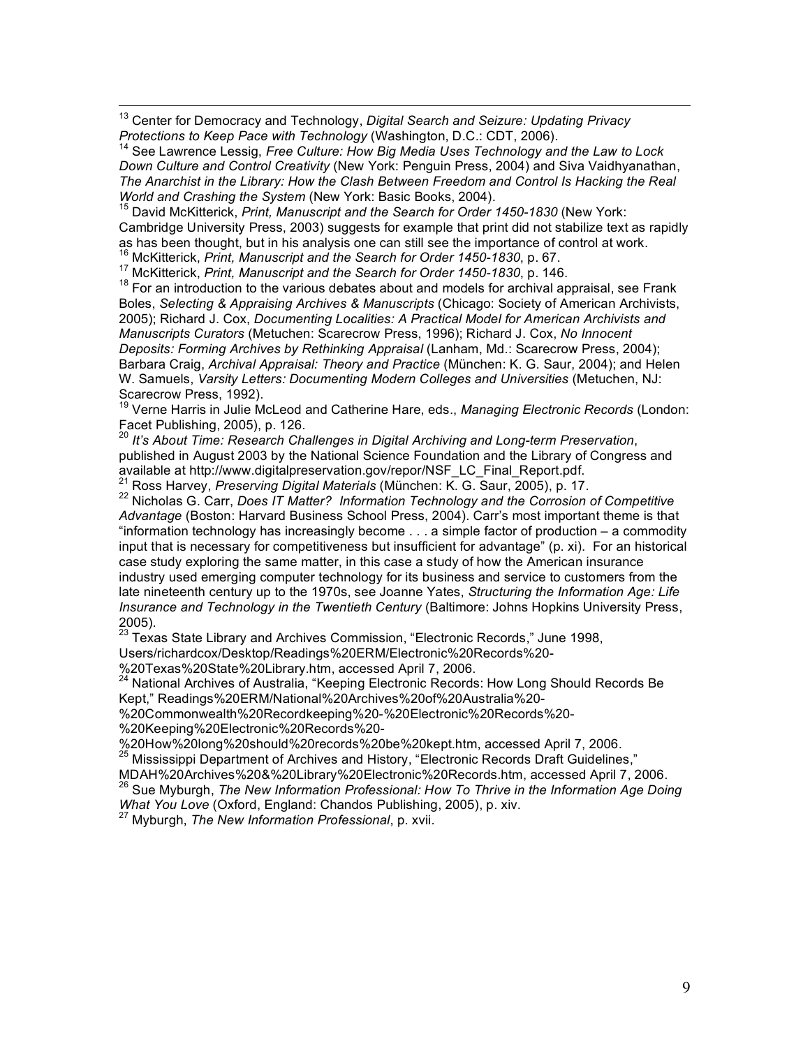[13] Center for Democracy and Technology, *Digital Search and Seizure: Updating Privacy Protections to Keep Pace with Technology* (Washington, D.C.: CDT, 2006).

[14] See Lawrence Lessig, *Free Culture: How Big Media Uses Technology and the Law to Lock Down Culture and Control Creativity* (New York: Penguin Press, 2004) and Siva Vaidhyanathan, *The Anarchist in the Library: How the Clash Between Freedom and Control Is Hacking the Real World and Crashing the System* (New York: Basic Books, 2004).

[15] David McKitterick, *Print, Manuscript and the Search for Order 1450-1830* (New York: Cambridge University Press, 2003) suggests for example that print did not stabilize text as rapidly as has been thought, but in his analysis one can still see the importance of control at work.

[16] McKitterick, *Print, Manuscript and the Search for Order 1450-1830*, p. 67.

[17] McKitterick, *Print, Manuscript and the Search for Order 1450-1830*, p. 146.

[18] For an introduction to the various debates about and models for archival appraisal, see Frank Boles, *Selecting & Appraising Archives & Manuscripts* (Chicago: Society of American Archivists, 2005); Richard J. Cox, *Documenting Localities: A Practical Model for American Archivists and Manuscripts Curators* (Metuchen: Scarecrow Press, 1996); Richard J. Cox, *No Innocent Deposits: Forming Archives by Rethinking Appraisal* (Lanham, Md.: Scarecrow Press, 2004); Barbara Craig, *Archival Appraisal: Theory and Practice* (München: K. G. Saur, 2004); and Helen W. Samuels, *Varsity Letters: Documenting Modern Colleges and Universities* (Metuchen, NJ: Scarecrow Press, 1992).

[19] Verne Harris in Julie McLeod and Catherine Hare, eds., *Managing Electronic Records* (London: Facet Publishing, 2005), p. 126.

[20] *It's About Time: Research Challenges in Digital Archiving and Long-term Preservation*, published in August 2003 by the National Science Foundation and the Library of Congress and available at http://www.digitalpreservation.gov/repor/NSF_LC_Final_Report.pdf.

[21] Ross Harvey, *Preserving Digital Materials* (München: K. G. Saur, 2005), p. 17.

[22] Nicholas G. Carr, *Does IT Matter? Information Technology and the Corrosion of Competitive Advantage* (Boston: Harvard Business School Press, 2004). Carr's most important theme is that "information technology has increasingly become . . . a simple factor of production – a commodity input that is necessary for competitiveness but insufficient for advantage" (p. xi). For an historical case study exploring the same matter, in this case a study of how the American insurance industry used emerging computer technology for its business and service to customers from the late nineteenth century up to the 1970s, see Joanne Yates, *Structuring the Information Age: Life Insurance and Technology in the Twentieth Century* (Baltimore: Johns Hopkins University Press, 2005).

[23] Texas State Library and Archives Commission, "Electronic Records," June 1998, Users/richardcox/Desktop/Readings%20ERM/Electronic%20Records%20-%20Texas%20State%20Library.htm, accessed April 7, 2006.

[24] National Archives of Australia, "Keeping Electronic Records: How Long Should Records Be Kept," Readings%20ERM/National%20Archives%20of%20Australia%20-%20Commonwealth%20Recordkeeping%20-%20Electronic%20Records%20-%20Keeping%20Electronic%20Records%20-%20How%20long%20should%20records%20be%20kept.htm, accessed April 7, 2006.

[25] Mississippi Department of Archives and History, "Electronic Records Draft Guidelines," MDAH%20Archives%20&%20Library%20Electronic%20Records.htm, accessed April 7, 2006.

[26] Sue Myburgh, *The New Information Professional: How To Thrive in the Information Age Doing What You Love* (Oxford, England: Chandos Publishing, 2005), p. xiv.

[27] Myburgh, *The New Information Professional*, p. xvii.